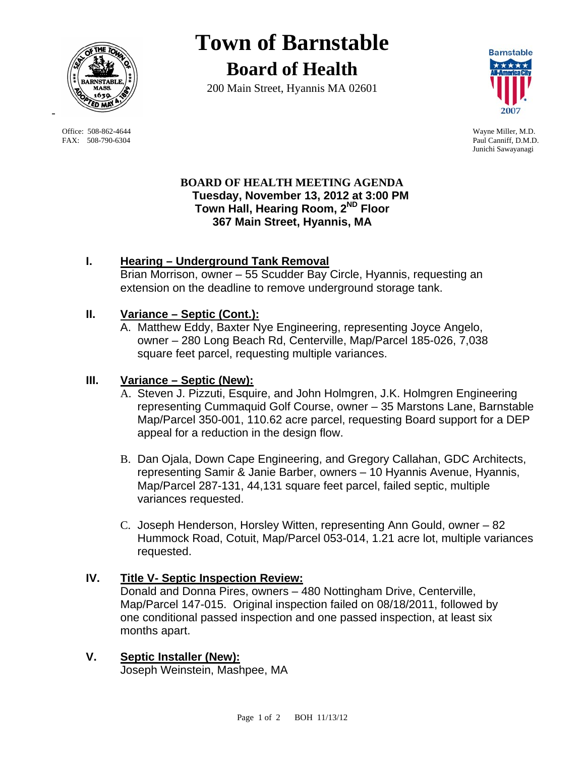# Town of Barnstable

## Board of Health

200 Main Street, Hyannis MA 02601

Office: 508-862-4644
FAX: 508-790-6304

Wayne Miller, M.D.
Paul Canniff, D.M.D.
Junichi Sawayanagi

**BOARD OF HEALTH MEETING AGENDA**
**Tuesday, November 13, 2012 at 3:00 PM**
**Town Hall, Hearing Room, 2ND Floor**
**367 Main Street, Hyannis, MA**

## I. Hearing – Underground Tank Removal

Brian Morrison, owner – 55 Scudder Bay Circle, Hyannis, requesting an extension on the deadline to remove underground storage tank.

## II. Variance – Septic (Cont.):

A. Matthew Eddy, Baxter Nye Engineering, representing Joyce Angelo, owner – 280 Long Beach Rd, Centerville, Map/Parcel 185-026, 7,038 square feet parcel, requesting multiple variances.

## III. Variance – Septic (New):

A. Steven J. Pizzuti, Esquire, and John Holmgren, J.K. Holmgren Engineering representing Cummaquid Golf Course, owner – 35 Marstons Lane, Barnstable Map/Parcel 350-001, 110.62 acre parcel, requesting Board support for a DEP appeal for a reduction in the design flow.

B. Dan Ojala, Down Cape Engineering, and Gregory Callahan, GDC Architects, representing Samir & Janie Barber, owners – 10 Hyannis Avenue, Hyannis, Map/Parcel 287-131, 44,131 square feet parcel, failed septic, multiple variances requested.

C. Joseph Henderson, Horsley Witten, representing Ann Gould, owner – 82 Hummock Road, Cotuit, Map/Parcel 053-014, 1.21 acre lot, multiple variances requested.

## IV. Title V- Septic Inspection Review:

Donald and Donna Pires, owners – 480 Nottingham Drive, Centerville, Map/Parcel 147-015. Original inspection failed on 08/18/2011, followed by one conditional passed inspection and one passed inspection, at least six months apart.

## V. Septic Installer (New):

Joseph Weinstein, Mashpee, MA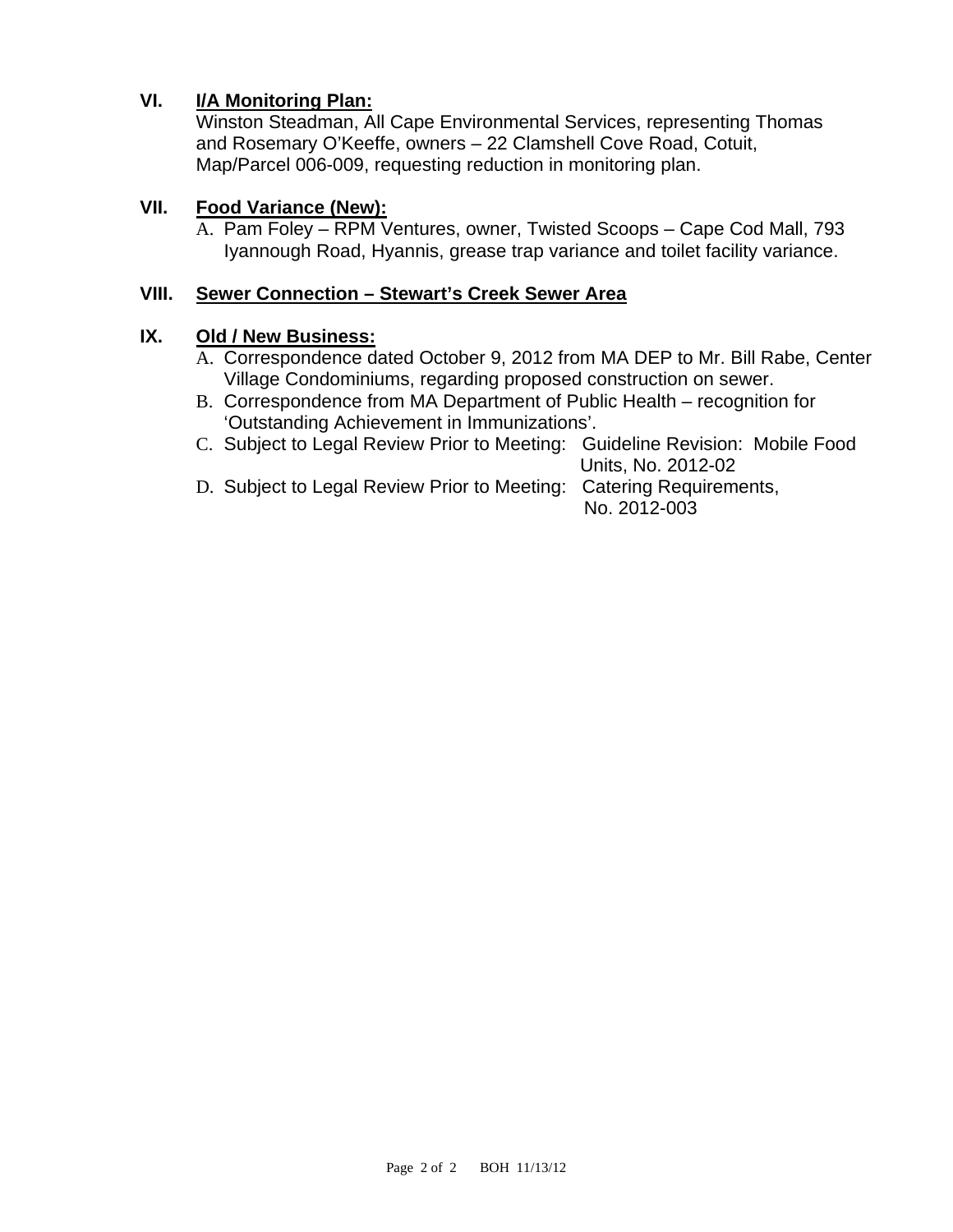**VI. I/A Monitoring Plan:**

Winston Steadman, All Cape Environmental Services, representing Thomas and Rosemary O'Keeffe, owners – 22 Clamshell Cove Road, Cotuit, Map/Parcel 006-009, requesting reduction in monitoring plan.

**VII. Food Variance (New):**

A. Pam Foley – RPM Ventures, owner, Twisted Scoops – Cape Cod Mall, 793 Iyannough Road, Hyannis, grease trap variance and toilet facility variance.

**VIII. Sewer Connection – Stewart's Creek Sewer Area**

**IX. Old / New Business:**

A. Correspondence dated October 9, 2012 from MA DEP to Mr. Bill Rabe, Center Village Condominiums, regarding proposed construction on sewer.

B. Correspondence from MA Department of Public Health – recognition for 'Outstanding Achievement in Immunizations'.

C. Subject to Legal Review Prior to Meeting: Guideline Revision: Mobile Food Units, No. 2012-02

D. Subject to Legal Review Prior to Meeting: Catering Requirements, No. 2012-003